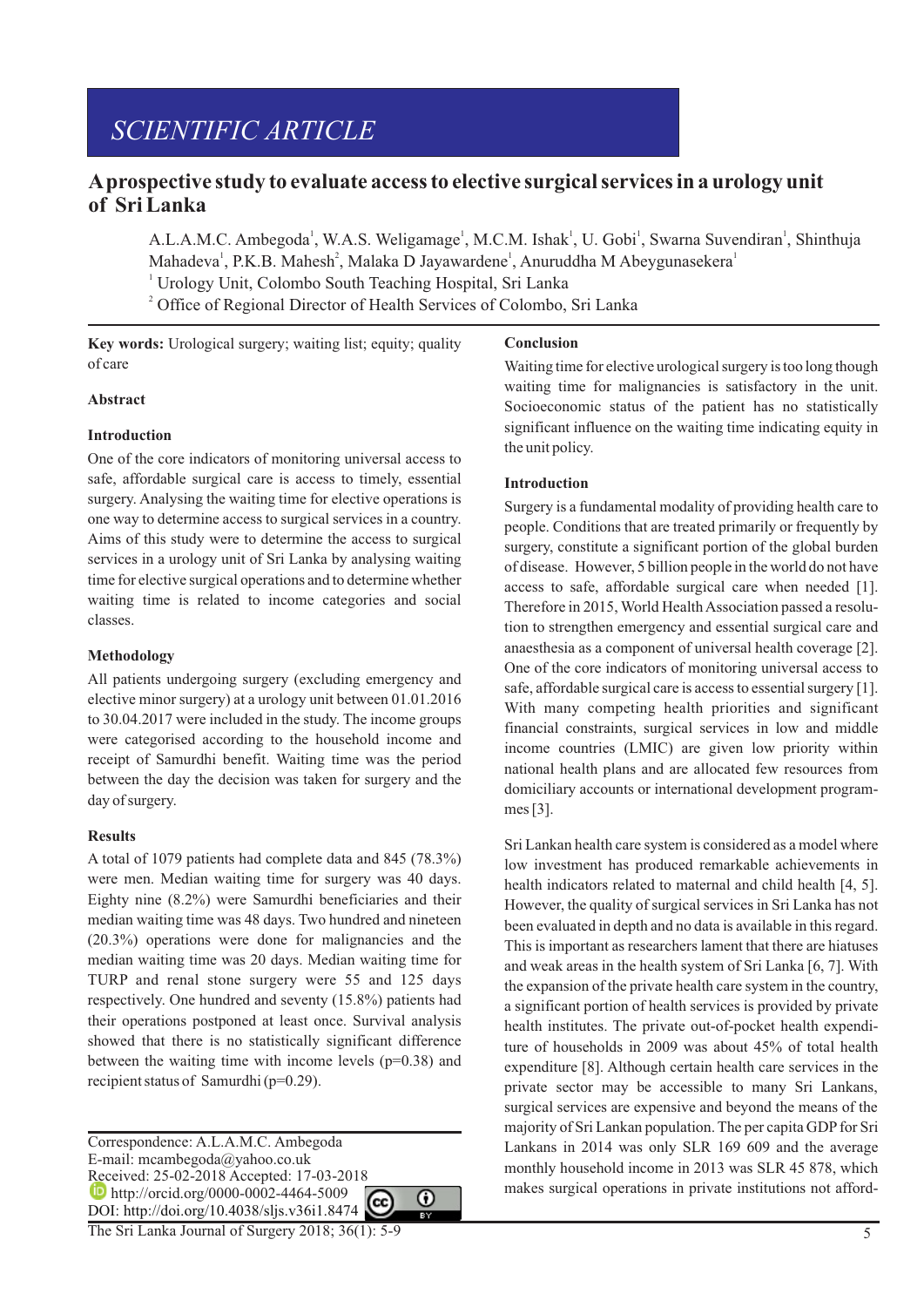*SCIENTIFIC ARTICLE*

# A prospective study to evaluate access to elective surgical services in a urology unit of Sri Lanka

A.L.A.M.C. Ambegoda[1], W.A.S. Weligamage[1], M.C.M. Ishak[1], U. Gobi[1], Swarna Suvendiran[1], Shinthuja Mahadeva[1], P.K.B. Mahesh[2], Malaka D Jayawardene[1], Anuruddha M Abeygunasekera[1]

[1] Urology Unit, Colombo South Teaching Hospital, Sri Lanka

[2] Office of Regional Director of Health Services of Colombo, Sri Lanka

**Key words:** Urological surgery; waiting list; equity; quality of care

## Abstract

### Introduction

One of the core indicators of monitoring universal access to safe, affordable surgical care is access to timely, essential surgery. Analysing the waiting time for elective operations is one way to determine access to surgical services in a country. Aims of this study were to determine the access to surgical services in a urology unit of Sri Lanka by analysing waiting time for elective surgical operations and to determine whether waiting time is related to income categories and social classes.

### Methodology

All patients undergoing surgery (excluding emergency and elective minor surgery) at a urology unit between 01.01.2016 to 30.04.2017 were included in the study. The income groups were categorised according to the household income and receipt of Samurdhi benefit. Waiting time was the period between the day the decision was taken for surgery and the day of surgery.

### Results

A total of 1079 patients had complete data and 845 (78.3%) were men. Median waiting time for surgery was 40 days. Eighty nine (8.2%) were Samurdhi beneficiaries and their median waiting time was 48 days. Two hundred and nineteen (20.3%) operations were done for malignancies and the median waiting time was 20 days. Median waiting time for TURP and renal stone surgery were 55 and 125 days respectively. One hundred and seventy (15.8%) patients had their operations postponed at least once. Survival analysis showed that there is no statistically significant difference between the waiting time with income levels (p=0.38) and recipient status of Samurdhi (p=0.29).

### Conclusion

Waiting time for elective urological surgery is too long though waiting time for malignancies is satisfactory in the unit. Socioeconomic status of the patient has no statistically significant influence on the waiting time indicating equity in the unit policy.

Correspondence: A.L.A.M.C. Ambegoda
E-mail: mcambegoda@yahoo.co.uk
Received: 25-02-2018 Accepted: 17-03-2018
http://orcid.org/0000-0002-4464-5009
DOI: http://doi.org/10.4038/sljs.v36i1.8474

## Introduction

Surgery is a fundamental modality of providing health care to people. Conditions that are treated primarily or frequently by surgery, constitute a significant portion of the global burden of disease. However, 5 billion people in the world do not have access to safe, affordable surgical care when needed [1]. Therefore in 2015, World Health Association passed a resolution to strengthen emergency and essential surgical care and anaesthesia as a component of universal health coverage [2]. One of the core indicators of monitoring universal access to safe, affordable surgical care is access to essential surgery [1]. With many competing health priorities and significant financial constraints, surgical services in low and middle income countries (LMIC) are given low priority within national health plans and are allocated few resources from domiciliary accounts or international development programmes [3].

Sri Lankan health care system is considered as a model where low investment has produced remarkable achievements in health indicators related to maternal and child health [4, 5]. However, the quality of surgical services in Sri Lanka has not been evaluated in depth and no data is available in this regard. This is important as researchers lament that there are hiatuses and weak areas in the health system of Sri Lanka [6, 7]. With the expansion of the private health care system in the country, a significant portion of health services is provided by private health institutes. The private out-of-pocket health expenditure of households in 2009 was about 45% of total health expenditure [8]. Although certain health care services in the private sector may be accessible to many Sri Lankans, surgical services are expensive and beyond the means of the majority of Sri Lankan population. The per capita GDP for Sri Lankans in 2014 was only SLR 169 609 and the average monthly household income in 2013 was SLR 45 878, which makes surgical operations in private institutions not afford-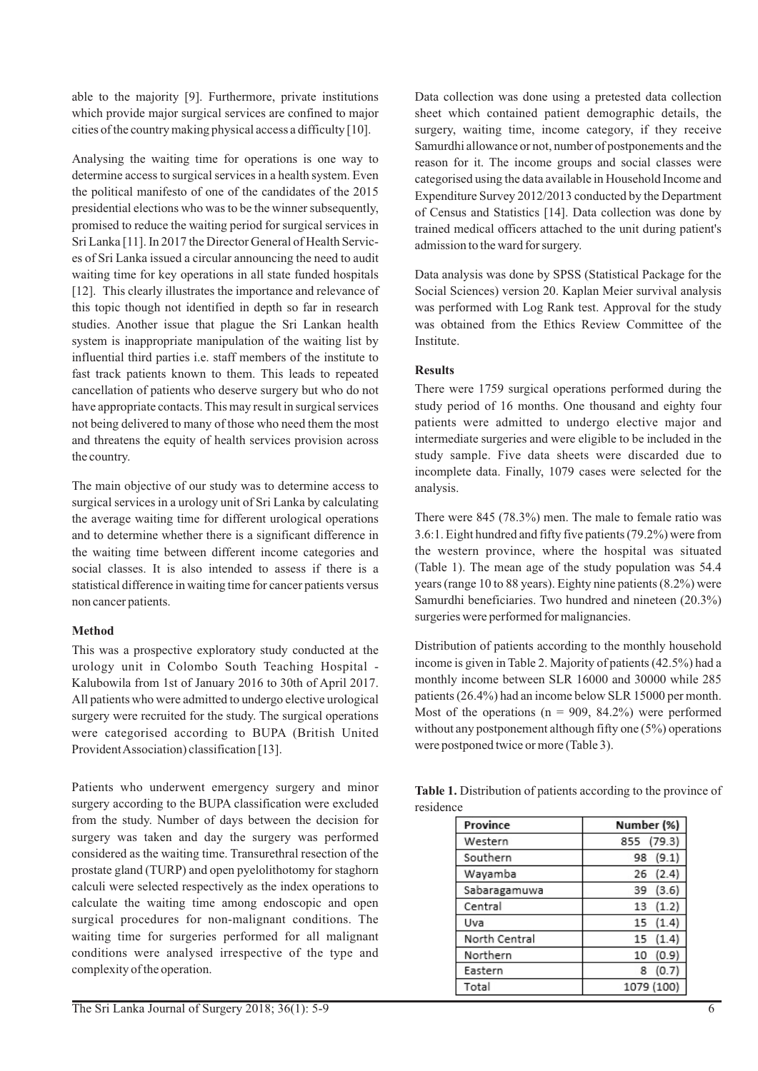able to the majority [9]. Furthermore, private institutions which provide major surgical services are confined to major cities of the country making physical access a difficulty [10].

Analysing the waiting time for operations is one way to determine access to surgical services in a health system. Even the political manifesto of one of the candidates of the 2015 presidential elections who was to be the winner subsequently, promised to reduce the waiting period for surgical services in Sri Lanka [11]. In 2017 the Director General of Health Services of Sri Lanka issued a circular announcing the need to audit waiting time for key operations in all state funded hospitals [12]. This clearly illustrates the importance and relevance of this topic though not identified in depth so far in research studies. Another issue that plague the Sri Lankan health system is inappropriate manipulation of the waiting list by influential third parties i.e. staff members of the institute to fast track patients known to them. This leads to repeated cancellation of patients who deserve surgery but who do not have appropriate contacts. This may result in surgical services not being delivered to many of those who need them the most and threatens the equity of health services provision across the country.

The main objective of our study was to determine access to surgical services in a urology unit of Sri Lanka by calculating the average waiting time for different urological operations and to determine whether there is a significant difference in the waiting time between different income categories and social classes. It is also intended to assess if there is a statistical difference in waiting time for cancer patients versus non cancer patients.

**Method**

This was a prospective exploratory study conducted at the urology unit in Colombo South Teaching Hospital - Kalubowila from 1st of January 2016 to 30th of April 2017. All patients who were admitted to undergo elective urological surgery were recruited for the study. The surgical operations were categorised according to BUPA (British United Provident Association) classification [13].

Patients who underwent emergency surgery and minor surgery according to the BUPA classification were excluded from the study. Number of days between the decision for surgery was taken and day the surgery was performed considered as the waiting time. Transurethral resection of the prostate gland (TURP) and open pyelolithotomy for staghorn calculi were selected respectively as the index operations to calculate the waiting time among endoscopic and open surgical procedures for non-malignant conditions. The waiting time for surgeries performed for all malignant conditions were analysed irrespective of the type and complexity of the operation.

Data collection was done using a pretested data collection sheet which contained patient demographic details, the surgery, waiting time, income category, if they receive Samurdhi allowance or not, number of postponements and the reason for it. The income groups and social classes were categorised using the data available in Household Income and Expenditure Survey 2012/2013 conducted by the Department of Census and Statistics [14]. Data collection was done by trained medical officers attached to the unit during patient's admission to the ward for surgery.

Data analysis was done by SPSS (Statistical Package for the Social Sciences) version 20. Kaplan Meier survival analysis was performed with Log Rank test. Approval for the study was obtained from the Ethics Review Committee of the Institute.

**Results**

There were 1759 surgical operations performed during the study period of 16 months. One thousand and eighty four patients were admitted to undergo elective major and intermediate surgeries and were eligible to be included in the study sample. Five data sheets were discarded due to incomplete data. Finally, 1079 cases were selected for the analysis.

There were 845 (78.3%) men. The male to female ratio was 3.6:1. Eight hundred and fifty five patients (79.2%) were from the western province, where the hospital was situated (Table 1). The mean age of the study population was 54.4 years (range 10 to 88 years). Eighty nine patients (8.2%) were Samurdhi beneficiaries. Two hundred and nineteen (20.3%) surgeries were performed for malignancies.

Distribution of patients according to the monthly household income is given in Table 2. Majority of patients (42.5%) had a monthly income between SLR 16000 and 30000 while 285 patients (26.4%) had an income below SLR 15000 per month. Most of the operations (n = 909, 84.2%) were performed without any postponement although fifty one (5%) operations were postponed twice or more (Table 3).

**Table 1.** Distribution of patients according to the province of residence

| Province | Number (%) |
|---|---|
| Western | 855 (79.3) |
| Southern | 98 (9.1) |
| Wayamba | 26 (2.4) |
| Sabaragamuwa | 39 (3.6) |
| Central | 13 (1.2) |
| Uva | 15 (1.4) |
| North Central | 15 (1.4) |
| Northern | 10 (0.9) |
| Eastern | 8 (0.7) |
| Total | 1079 (100) |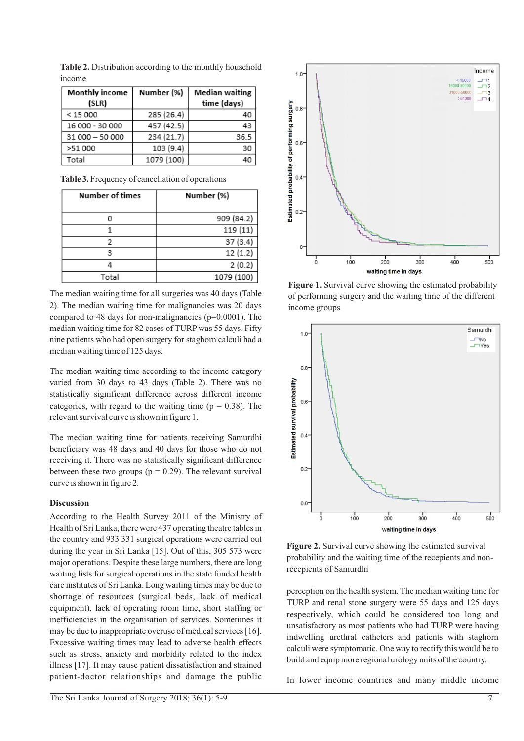**Table 2.** Distribution according to the monthly household income

| Monthly income (SLR) | Number (%) | Median waiting time (days) |
|---|---|---|
| < 15 000 | 285 (26.4) | 40 |
| 16 000 - 30 000 | 457 (42.5) | 43 |
| 31 000 – 50 000 | 234 (21.7) | 36.5 |
| >51 000 | 103 (9.4) | 30 |
| Total | 1079 (100) | 40 |

**Table 3.** Frequency of cancellation of operations

| Number of times | Number (%) |
|---|---|
| 0 | 909 (84.2) |
| 1 | 119 (11) |
| 2 | 37 (3.4) |
| 3 | 12 (1.2) |
| 4 | 2 (0.2) |
| Total | 1079 (100) |

The median waiting time for all surgeries was 40 days (Table 2). The median waiting time for malignancies was 20 days compared to 48 days for non-malignancies (p=0.0001). The median waiting time for 82 cases of TURP was 55 days. Fifty nine patients who had open surgery for staghorn calculi had a median waiting time of 125 days.

The median waiting time according to the income category varied from 30 days to 43 days (Table 2). There was no statistically significant difference across different income categories, with regard to the waiting time (p = 0.38). The relevant survival curve is shown in figure 1.

The median waiting time for patients receiving Samurdhi beneficiary was 48 days and 40 days for those who do not receiving it. There was no statistically significant difference between these two groups (p = 0.29). The relevant survival curve is shown in figure 2.

**Figure 1.** Survival curve showing the estimated probability of performing surgery and the waiting time of the different income groups

**Figure 2.** Survival curve showing the estimated survival probability and the waiting time of the recepients and non-recepients of Samurdhi

## Discussion

According to the Health Survey 2011 of the Ministry of Health of Sri Lanka, there were 437 operating theatre tables in the country and 933 331 surgical operations were carried out during the year in Sri Lanka [15]. Out of this, 305 573 were major operations. Despite these large numbers, there are long waiting lists for surgical operations in the state funded health care institutes of Sri Lanka. Long waiting times may be due to shortage of resources (surgical beds, lack of medical equipment), lack of operating room time, short staffing or inefficiencies in the organisation of services. Sometimes it may be due to inappropriate overuse of medical services [16]. Excessive waiting times may lead to adverse health effects such as stress, anxiety and morbidity related to the index illness [17]. It may cause patient dissatisfaction and strained patient-doctor relationships and damage the public perception on the health system. The median waiting time for TURP and renal stone surgery were 55 days and 125 days respectively, which could be considered too long and unsatisfactory as most patients who had TURP were having indwelling urethral catheters and patients with staghorn calculi were symptomatic. One way to rectify this would be to build and equip more regional urology units of the country.

In lower income countries and many middle income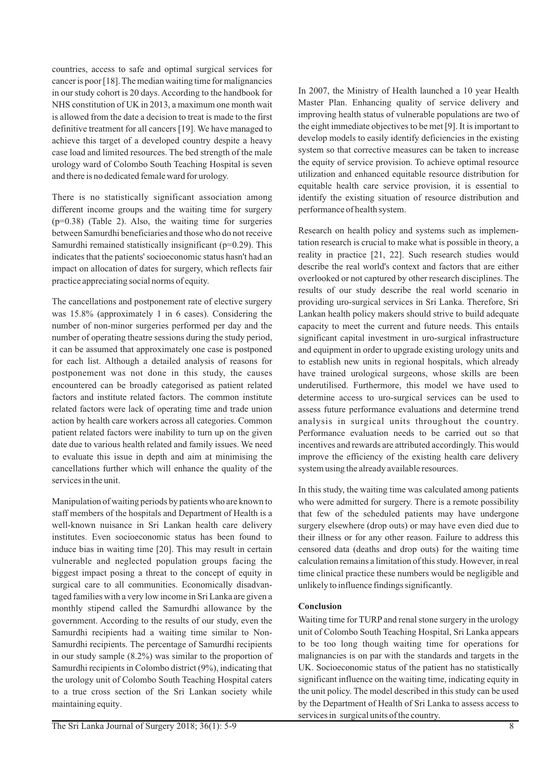countries, access to safe and optimal surgical services for cancer is poor [18]. The median waiting time for malignancies in our study cohort is 20 days. According to the handbook for NHS constitution of UK in 2013, a maximum one month wait is allowed from the date a decision to treat is made to the first definitive treatment for all cancers [19]. We have managed to achieve this target of a developed country despite a heavy case load and limited resources. The bed strength of the male urology ward of Colombo South Teaching Hospital is seven and there is no dedicated female ward for urology.

There is no statistically significant association among different income groups and the waiting time for surgery ($p=0.38$) (Table 2). Also, the waiting time for surgeries between Samurdhi beneficiaries and those who do not receive Samurdhi remained statistically insignificant ($p=0.29$). This indicates that the patients' socioeconomic status hasn't had an impact on allocation of dates for surgery, which reflects fair practice appreciating social norms of equity.

The cancellations and postponement rate of elective surgery was 15.8% (approximately 1 in 6 cases). Considering the number of non-minor surgeries performed per day and the number of operating theatre sessions during the study period, it can be assumed that approximately one case is postponed for each list. Although a detailed analysis of reasons for postponement was not done in this study, the causes encountered can be broadly categorised as patient related factors and institute related factors. The common institute related factors were lack of operating time and trade union action by health care workers across all categories. Common patient related factors were inability to turn up on the given date due to various health related and family issues. We need to evaluate this issue in depth and aim at minimising the cancellations further which will enhance the quality of the services in the unit.

Manipulation of waiting periods by patients who are known to staff members of the hospitals and Department of Health is a well-known nuisance in Sri Lankan health care delivery institutes. Even socioeconomic status has been found to induce bias in waiting time [20]. This may result in certain vulnerable and neglected population groups facing the biggest impact posing a threat to the concept of equity in surgical care to all communities. Economically disadvantaged families with a very low income in Sri Lanka are given a monthly stipend called the Samurdhi allowance by the government. According to the results of our study, even the Samurdhi recipients had a waiting time similar to Non-Samurdhi recipients. The percentage of Samurdhi recipients in our study sample (8.2%) was similar to the proportion of Samurdhi recipients in Colombo district (9%), indicating that the urology unit of Colombo South Teaching Hospital caters to a true cross section of the Sri Lankan society while maintaining equity.

In 2007, the Ministry of Health launched a 10 year Health Master Plan. Enhancing quality of service delivery and improving health status of vulnerable populations are two of the eight immediate objectives to be met [9]. It is important to develop models to easily identify deficiencies in the existing system so that corrective measures can be taken to increase the equity of service provision. To achieve optimal resource utilization and enhanced equitable resource distribution for equitable health care service provision, it is essential to identify the existing situation of resource distribution and performance of health system.

Research on health policy and systems such as implementation research is crucial to make what is possible in theory, a reality in practice [21, 22]. Such research studies would describe the real world's context and factors that are either overlooked or not captured by other research disciplines. The results of our study describe the real world scenario in providing uro-surgical services in Sri Lanka. Therefore, Sri Lankan health policy makers should strive to build adequate capacity to meet the current and future needs. This entails significant capital investment in uro-surgical infrastructure and equipment in order to upgrade existing urology units and to establish new units in regional hospitals, which already have trained urological surgeons, whose skills are been underutilised. Furthermore, this model we have used to determine access to uro-surgical services can be used to assess future performance evaluations and determine trend analysis in surgical units throughout the country. Performance evaluation needs to be carried out so that incentives and rewards are attributed accordingly. This would improve the efficiency of the existing health care delivery system using the already available resources.

In this study, the waiting time was calculated among patients who were admitted for surgery. There is a remote possibility that few of the scheduled patients may have undergone surgery elsewhere (drop outs) or may have even died due to their illness or for any other reason. Failure to address this censored data (deaths and drop outs) for the waiting time calculation remains a limitation of this study. However, in real time clinical practice these numbers would be negligible and unlikely to influence findings significantly.

## Conclusion

Waiting time for TURP and renal stone surgery in the urology unit of Colombo South Teaching Hospital, Sri Lanka appears to be too long though waiting time for operations for malignancies is on par with the standards and targets in the UK. Socioeconomic status of the patient has no statistically significant influence on the waiting time, indicating equity in the unit policy. The model described in this study can be used by the Department of Health of Sri Lanka to assess access to services in surgical units of the country.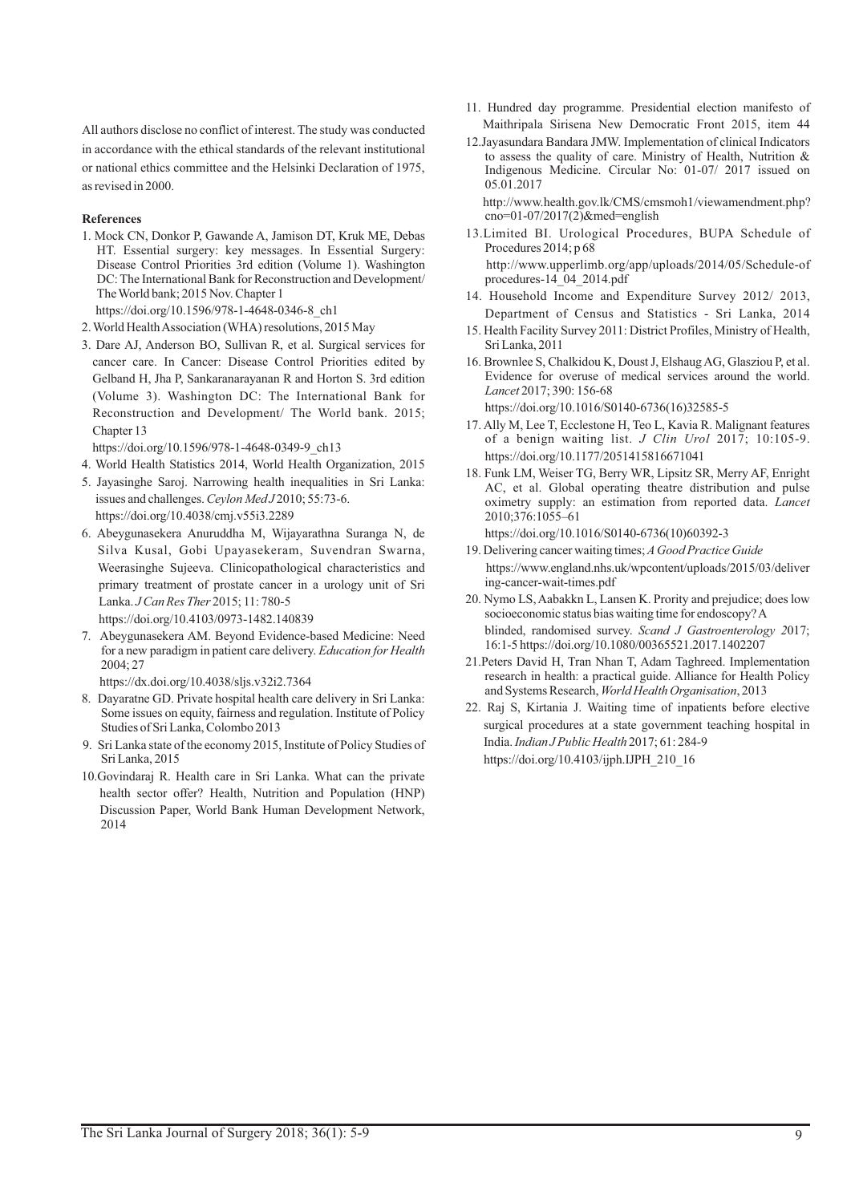All authors disclose no conflict of interest. The study was conducted in accordance with the ethical standards of the relevant institutional or national ethics committee and the Helsinki Declaration of 1975, as revised in 2000.

**References**

1. Mock CN, Donkor P, Gawande A, Jamison DT, Kruk ME, Debas HT. Essential surgery: key messages. In Essential Surgery: Disease Control Priorities 3rd edition (Volume 1). Washington DC: The International Bank for Reconstruction and Development/ The World bank; 2015 Nov. Chapter 1
   https://doi.org/10.1596/978-1-4648-0346-8_ch1
2. World Health Association (WHA) resolutions, 2015 May
3. Dare AJ, Anderson BO, Sullivan R, et al. Surgical services for cancer care. In Cancer: Disease Control Priorities edited by Gelband H, Jha P, Sankaranarayanan R and Horton S. 3rd edition (Volume 3). Washington DC: The International Bank for Reconstruction and Development/ The World bank. 2015; Chapter 13
   https://doi.org/10.1596/978-1-4648-0349-9_ch13
4. World Health Statistics 2014, World Health Organization, 2015
5. Jayasinghe Saroj. Narrowing health inequalities in Sri Lanka: issues and challenges. *Ceylon Med J* 2010; 55:73-6.
   https://doi.org/10.4038/cmj.v55i3.2289
6. Abeygunasekera Anuruddha M, Wijayarathna Suranga N, de Silva Kusal, Gobi Upayasekeram, Suvendran Swarna, Weerasinghe Sujeeva. Clinicopathological characteristics and primary treatment of prostate cancer in a urology unit of Sri Lanka. *J Can Res Ther* 2015; 11: 780-5
   https://doi.org/10.4103/0973-1482.140839
7. Abeygunasekera AM. Beyond Evidence-based Medicine: Need for a new paradigm in patient care delivery. *Education for Health* 2004; 27
   https://dx.doi.org/10.4038/sljs.v32i2.7364
8. Dayaratne GD. Private hospital health care delivery in Sri Lanka: Some issues on equity, fairness and regulation. Institute of Policy Studies of Sri Lanka, Colombo 2013
9. Sri Lanka state of the economy 2015, Institute of Policy Studies of Sri Lanka, 2015
10. Govindaraj R. Health care in Sri Lanka. What can the private health sector offer? Health, Nutrition and Population (HNP) Discussion Paper, World Bank Human Development Network, 2014
11. Hundred day programme. Presidential election manifesto of Maithripala Sirisena New Democratic Front 2015, item 44
12. Jayasundara Bandara JMW. Implementation of clinical Indicators to assess the quality of care. Ministry of Health, Nutrition & Indigenous Medicine. Circular No: 01-07/ 2017 issued on 05.01.2017
    http://www.health.gov.lk/CMS/cmsmoh1/viewamendment.php?cno=01-07/2017(2)&med=english
13. Limited BI. Urological Procedures, BUPA Schedule of Procedures 2014; p 68
    http://www.upperlimb.org/app/uploads/2014/05/Schedule-of procedures-14_04_2014.pdf
14. Household Income and Expenditure Survey 2012/ 2013, Department of Census and Statistics - Sri Lanka, 2014
15. Health Facility Survey 2011: District Profiles, Ministry of Health, Sri Lanka, 2011
16. Brownlee S, Chalkidou K, Doust J, Elshaug AG, Glasziou P, et al. Evidence for overuse of medical services around the world. *Lancet* 2017; 390: 156-68
    https://doi.org/10.1016/S0140-6736(16)32585-5
17. Ally M, Lee T, Ecclestone H, Teo L, Kavia R. Malignant features of a benign waiting list. *J Clin Urol* 2017; 10:105-9.
    https://doi.org/10.1177/2051415816671041
18. Funk LM, Weiser TG, Berry WR, Lipsitz SR, Merry AF, Enright AC, et al. Global operating theatre distribution and pulse oximetry supply: an estimation from reported data. *Lancet* 2010;376:1055–61
    https://doi.org/10.1016/S0140-6736(10)60392-3
19. Delivering cancer waiting times; *A Good Practice Guide*
    https://www.england.nhs.uk/wpcontent/uploads/2015/03/delivering-cancer-wait-times.pdf
20. Nymo LS, Aabakkn L, Lansen K. Prority and prejudice; does low socioeconomic status bias waiting time for endoscopy? A blinded, randomised survey. *Scand J Gastroenterology* 2017; 16:1-5 https://doi.org/10.1080/00365521.2017.1402207
21. Peters David H, Tran Nhan T, Adam Taghreed. Implementation research in health: a practical guide. Alliance for Health Policy and Systems Research, *World Health Organisation*, 2013
22. Raj S, Kirtania J. Waiting time of inpatients before elective surgical procedures at a state government teaching hospital in India. *Indian J Public Health* 2017; 61: 284-9
    https://doi.org/10.4103/ijph.IJPH_210_16